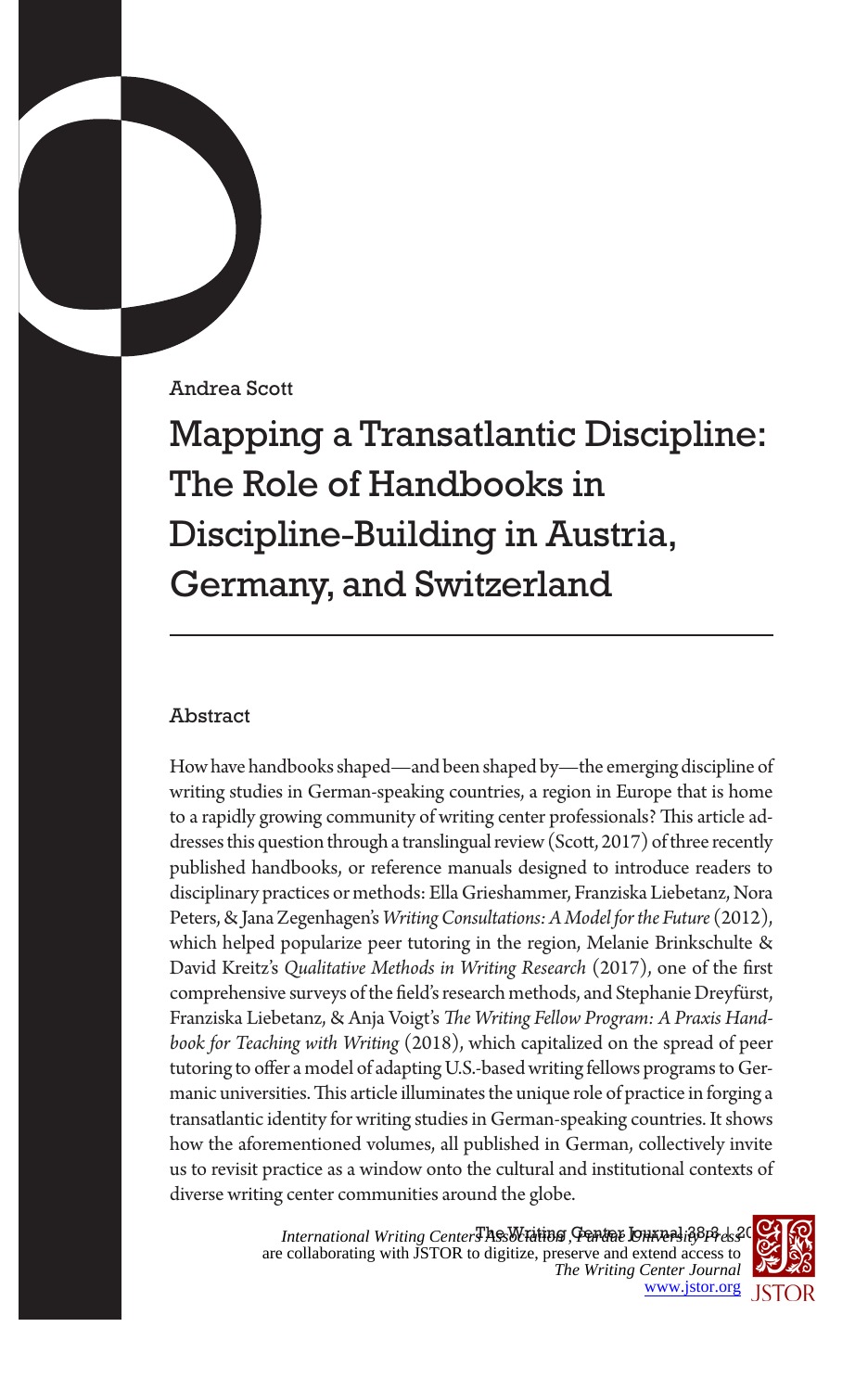Andrea Scott

# Mapping a Transatlantic Discipline: The Role of Handbooks in Discipline-Building in Austria, Germany, and Switzerland

## Abstract

How have handbooks shaped—and been shaped by—the emerging discipline of writing studies in German-speaking countries, a region in Europe that is home to a rapidly growing community of writing center professionals? This article addresses this question through a translingual review (Scott, 2017) of three recently published handbooks, or reference manuals designed to introduce readers to disciplinary practices or methods: Ella Grieshammer, Franziska Liebetanz, Nora Peters, & Jana Zegenhagen's *Writing Consultations: A Model for the Future* (2012), which helped popularize peer tutoring in the region, Melanie Brinkschulte & David Kreitz's *Qualitative Methods in Writing Research* (2017), one of the first comprehensive surveys of the field's research methods, and Stephanie Dreyfürst, Franziska Liebetanz, & Anja Voigt's *The Writing Fellow Program: A Praxis Handbook for Teaching with Writing* (2018), which capitalized on the spread of peer tutoring to offer a model of adapting U.S.-based writing fellows programs to Germanic universities. This article illuminates the unique role of practice in forging a transatlantic identity for writing studies in German-speaking countries. It shows how the aforementioned volumes, all published in German, collectively invite us to revisit practice as a window onto the cultural and institutional contexts of diverse writing center communities around the globe.

*International Writing Centers Association*, *Purdue University Press* are collaborating with JSTOR to digitize, preserve and extend access to *The Writing Center Journal*
www.jstor.org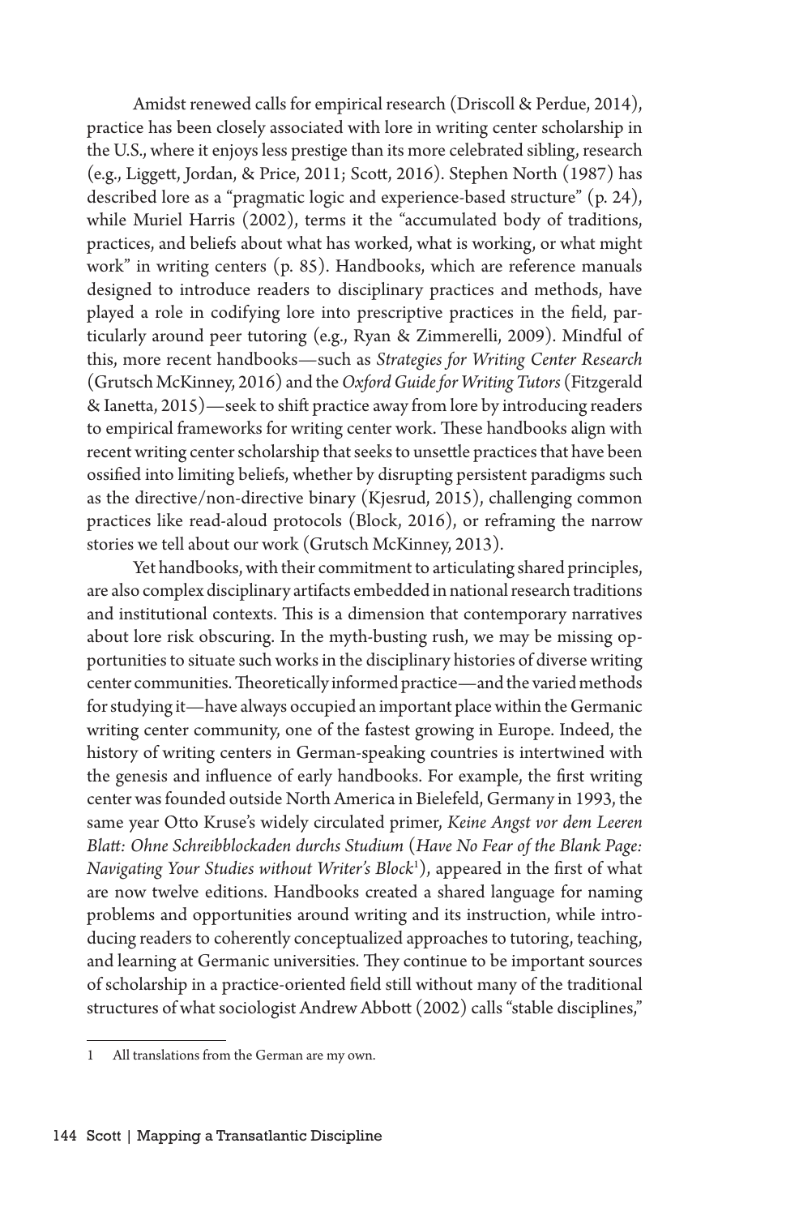Amidst renewed calls for empirical research (Driscoll & Perdue, 2014), practice has been closely associated with lore in writing center scholarship in the U.S., where it enjoys less prestige than its more celebrated sibling, research (e.g., Liggett, Jordan, & Price, 2011; Scott, 2016). Stephen North (1987) has described lore as a "pragmatic logic and experience-based structure" (p. 24), while Muriel Harris (2002), terms it the "accumulated body of traditions, practices, and beliefs about what has worked, what is working, or what might work" in writing centers (p. 85). Handbooks, which are reference manuals designed to introduce readers to disciplinary practices and methods, have played a role in codifying lore into prescriptive practices in the field, particularly around peer tutoring (e.g., Ryan & Zimmerelli, 2009). Mindful of this, more recent handbooks—such as *Strategies for Writing Center Research* (Grutsch McKinney, 2016) and the *Oxford Guide for Writing Tutors* (Fitzgerald & Ianetta, 2015)—seek to shift practice away from lore by introducing readers to empirical frameworks for writing center work. These handbooks align with recent writing center scholarship that seeks to unsettle practices that have been ossified into limiting beliefs, whether by disrupting persistent paradigms such as the directive/non-directive binary (Kjesrud, 2015), challenging common practices like read-aloud protocols (Block, 2016), or reframing the narrow stories we tell about our work (Grutsch McKinney, 2013).

Yet handbooks, with their commitment to articulating shared principles, are also complex disciplinary artifacts embedded in national research traditions and institutional contexts. This is a dimension that contemporary narratives about lore risk obscuring. In the myth-busting rush, we may be missing opportunities to situate such works in the disciplinary histories of diverse writing center communities. Theoretically informed practice—and the varied methods for studying it—have always occupied an important place within the Germanic writing center community, one of the fastest growing in Europe. Indeed, the history of writing centers in German-speaking countries is intertwined with the genesis and influence of early handbooks. For example, the first writing center was founded outside North America in Bielefeld, Germany in 1993, the same year Otto Kruse's widely circulated primer, *Keine Angst vor dem Leeren Blatt: Ohne Schreibblockaden durchs Studium* (*Have No Fear of the Blank Page: Navigating Your Studies without Writer's Block*[1]), appeared in the first of what are now twelve editions. Handbooks created a shared language for naming problems and opportunities around writing and its instruction, while introducing readers to coherently conceptualized approaches to tutoring, teaching, and learning at Germanic universities. They continue to be important sources of scholarship in a practice-oriented field still without many of the traditional structures of what sociologist Andrew Abbott (2002) calls "stable disciplines,"

1 All translations from the German are my own.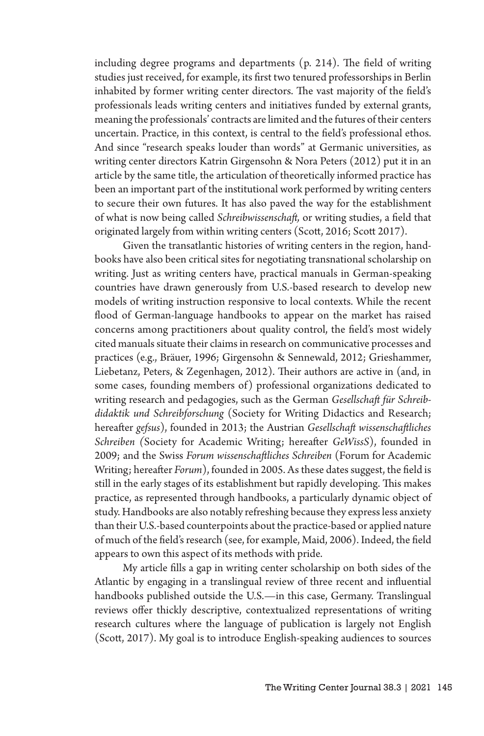including degree programs and departments (p. 214). The field of writing studies just received, for example, its first two tenured professorships in Berlin inhabited by former writing center directors. The vast majority of the field's professionals leads writing centers and initiatives funded by external grants, meaning the professionals' contracts are limited and the futures of their centers uncertain. Practice, in this context, is central to the field's professional ethos. And since "research speaks louder than words" at Germanic universities, as writing center directors Katrin Girgensohn & Nora Peters (2012) put it in an article by the same title, the articulation of theoretically informed practice has been an important part of the institutional work performed by writing centers to secure their own futures. It has also paved the way for the establishment of what is now being called *Schreibwissenschaft,* or writing studies, a field that originated largely from within writing centers (Scott, 2016; Scott 2017).

Given the transatlantic histories of writing centers in the region, handbooks have also been critical sites for negotiating transnational scholarship on writing. Just as writing centers have, practical manuals in German-speaking countries have drawn generously from U.S.-based research to develop new models of writing instruction responsive to local contexts. While the recent flood of German-language handbooks to appear on the market has raised concerns among practitioners about quality control, the field's most widely cited manuals situate their claims in research on communicative processes and practices (e.g., Bräuer, 1996; Girgensohn & Sennewald, 2012; Grieshammer, Liebetanz, Peters, & Zegenhagen, 2012). Their authors are active in (and, in some cases, founding members of) professional organizations dedicated to writing research and pedagogies, such as the German *Gesellschaft für Schreibdidaktik und Schreibforschung* (Society for Writing Didactics and Research; hereafter *gefsus*), founded in 2013; the Austrian *Gesellschaft wissenschaftliches Schreiben (*Society for Academic Writing; hereafter *GeWissS*), founded in 2009; and the Swiss *Forum wissenschaftliches Schreiben* (Forum for Academic Writing; hereafter *Forum*), founded in 2005. As these dates suggest, the field is still in the early stages of its establishment but rapidly developing. This makes practice, as represented through handbooks, a particularly dynamic object of study. Handbooks are also notably refreshing because they express less anxiety than their U.S.-based counterpoints about the practice-based or applied nature of much of the field's research (see, for example, Maid, 2006). Indeed, the field appears to own this aspect of its methods with pride.

My article fills a gap in writing center scholarship on both sides of the Atlantic by engaging in a translingual review of three recent and influential handbooks published outside the U.S.—in this case, Germany. Translingual reviews offer thickly descriptive, contextualized representations of writing research cultures where the language of publication is largely not English (Scott, 2017). My goal is to introduce English-speaking audiences to sources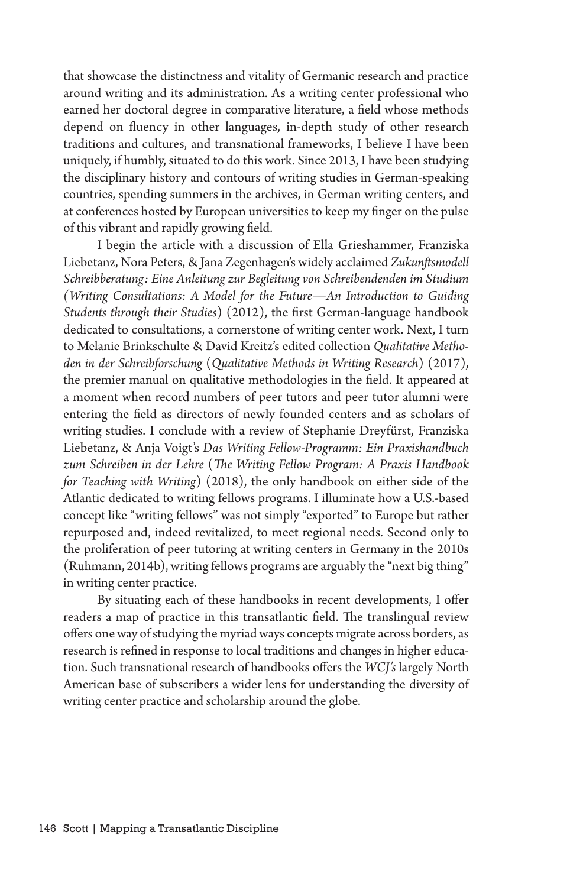that showcase the distinctness and vitality of Germanic research and practice around writing and its administration. As a writing center professional who earned her doctoral degree in comparative literature, a field whose methods depend on fluency in other languages, in-depth study of other research traditions and cultures, and transnational frameworks, I believe I have been uniquely, if humbly, situated to do this work. Since 2013, I have been studying the disciplinary history and contours of writing studies in German-speaking countries, spending summers in the archives, in German writing centers, and at conferences hosted by European universities to keep my finger on the pulse of this vibrant and rapidly growing field.

I begin the article with a discussion of Ella Grieshammer, Franziska Liebetanz, Nora Peters, & Jana Zegenhagen's widely acclaimed *Zukunftsmodell Schreibberatung: Eine Anleitung zur Begleitung von Schreibendenden im Studium (Writing Consultations: A Model for the Future—An Introduction to Guiding Students through their Studies)* (2012), the first German-language handbook dedicated to consultations, a cornerstone of writing center work. Next, I turn to Melanie Brinkschulte & David Kreitz's edited collection *Qualitative Methoden in der Schreibforschung* (*Qualitative Methods in Writing Research*) (2017), the premier manual on qualitative methodologies in the field. It appeared at a moment when record numbers of peer tutors and peer tutor alumni were entering the field as directors of newly founded centers and as scholars of writing studies. I conclude with a review of Stephanie Dreyfürst, Franziska Liebetanz, & Anja Voigt's *Das Writing Fellow-Programm: Ein Praxishandbuch zum Schreiben in der Lehre* (*The Writing Fellow Program: A Praxis Handbook for Teaching with Writing*) (2018), the only handbook on either side of the Atlantic dedicated to writing fellows programs. I illuminate how a U.S.-based concept like "writing fellows" was not simply "exported" to Europe but rather repurposed and, indeed revitalized, to meet regional needs. Second only to the proliferation of peer tutoring at writing centers in Germany in the 2010s (Ruhmann, 2014b), writing fellows programs are arguably the "next big thing" in writing center practice.

By situating each of these handbooks in recent developments, I offer readers a map of practice in this transatlantic field. The translingual review offers one way of studying the myriad ways concepts migrate across borders, as research is refined in response to local traditions and changes in higher education. Such transnational research of handbooks offers the *WCJ's* largely North American base of subscribers a wider lens for understanding the diversity of writing center practice and scholarship around the globe.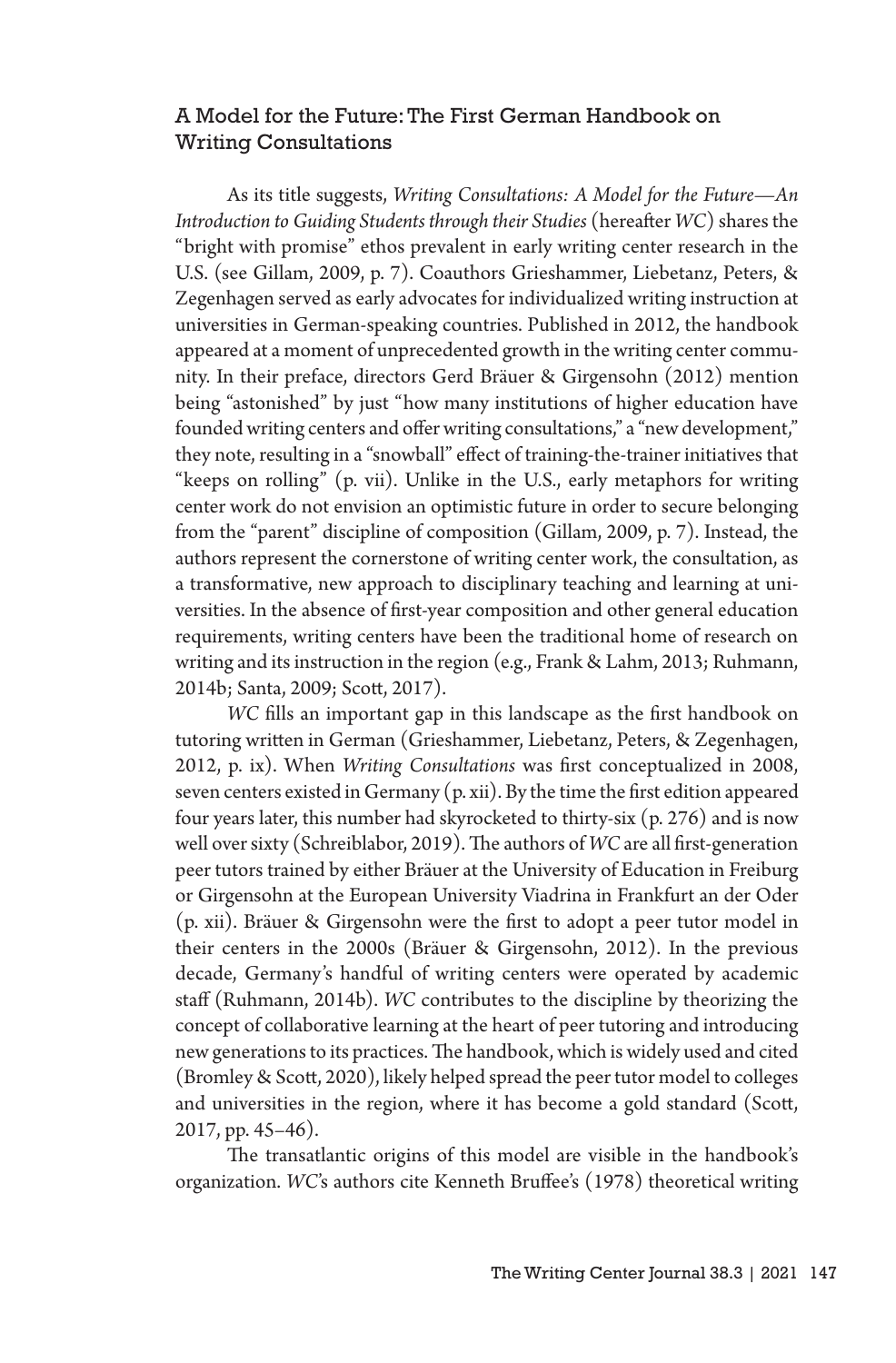## A Model for the Future: The First German Handbook on Writing Consultations

As its title suggests, *Writing Consultations: A Model for the Future—An Introduction to Guiding Students through their Studies* (hereafter *WC*) shares the "bright with promise" ethos prevalent in early writing center research in the U.S. (see Gillam, 2009, p. 7). Coauthors Grieshammer, Liebetanz, Peters, & Zegenhagen served as early advocates for individualized writing instruction at universities in German-speaking countries. Published in 2012, the handbook appeared at a moment of unprecedented growth in the writing center community. In their preface, directors Gerd Bräuer & Girgensohn (2012) mention being "astonished" by just "how many institutions of higher education have founded writing centers and offer writing consultations," a "new development," they note, resulting in a "snowball" effect of training-the-trainer initiatives that "keeps on rolling" (p. vii). Unlike in the U.S., early metaphors for writing center work do not envision an optimistic future in order to secure belonging from the "parent" discipline of composition (Gillam, 2009, p. 7). Instead, the authors represent the cornerstone of writing center work, the consultation, as a transformative, new approach to disciplinary teaching and learning at universities. In the absence of first-year composition and other general education requirements, writing centers have been the traditional home of research on writing and its instruction in the region (e.g., Frank & Lahm, 2013; Ruhmann, 2014b; Santa, 2009; Scott, 2017).

*WC* fills an important gap in this landscape as the first handbook on tutoring written in German (Grieshammer, Liebetanz, Peters, & Zegenhagen, 2012, p. ix). When *Writing Consultations* was first conceptualized in 2008, seven centers existed in Germany (p. xii). By the time the first edition appeared four years later, this number had skyrocketed to thirty-six (p. 276) and is now well over sixty (Schreiblabor, 2019). The authors of *WC* are all first-generation peer tutors trained by either Bräuer at the University of Education in Freiburg or Girgensohn at the European University Viadrina in Frankfurt an der Oder (p. xii). Bräuer & Girgensohn were the first to adopt a peer tutor model in their centers in the 2000s (Bräuer & Girgensohn, 2012). In the previous decade, Germany's handful of writing centers were operated by academic staff (Ruhmann, 2014b). *WC* contributes to the discipline by theorizing the concept of collaborative learning at the heart of peer tutoring and introducing new generations to its practices. The handbook, which is widely used and cited (Bromley & Scott, 2020), likely helped spread the peer tutor model to colleges and universities in the region, where it has become a gold standard (Scott, 2017, pp. 45–46).

The transatlantic origins of this model are visible in the handbook's organization. *WC*'s authors cite Kenneth Bruffee's (1978) theoretical writing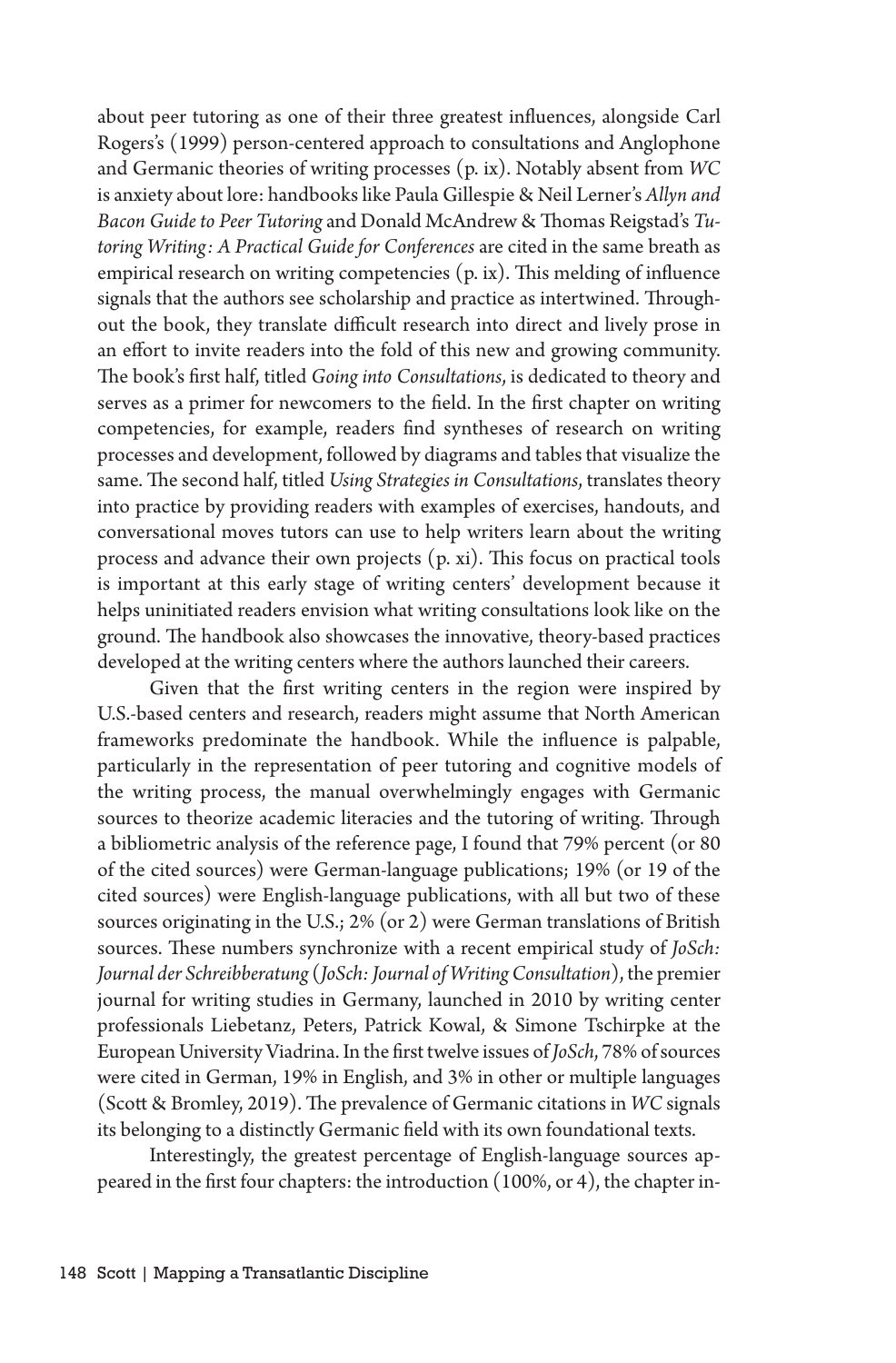about peer tutoring as one of their three greatest influences, alongside Carl Rogers's (1999) person-centered approach to consultations and Anglophone and Germanic theories of writing processes (p. ix). Notably absent from *WC* is anxiety about lore: handbooks like Paula Gillespie & Neil Lerner's *Allyn and Bacon Guide to Peer Tutoring* and Donald McAndrew & Thomas Reigstad's *Tutoring Writing: A Practical Guide for Conferences* are cited in the same breath as empirical research on writing competencies (p. ix). This melding of influence signals that the authors see scholarship and practice as intertwined. Throughout the book, they translate difficult research into direct and lively prose in an effort to invite readers into the fold of this new and growing community. The book's first half, titled *Going into Consultations*, is dedicated to theory and serves as a primer for newcomers to the field. In the first chapter on writing competencies, for example, readers find syntheses of research on writing processes and development, followed by diagrams and tables that visualize the same. The second half, titled *Using Strategies in Consultations*, translates theory into practice by providing readers with examples of exercises, handouts, and conversational moves tutors can use to help writers learn about the writing process and advance their own projects (p. xi). This focus on practical tools is important at this early stage of writing centers' development because it helps uninitiated readers envision what writing consultations look like on the ground. The handbook also showcases the innovative, theory-based practices developed at the writing centers where the authors launched their careers.

Given that the first writing centers in the region were inspired by U.S.-based centers and research, readers might assume that North American frameworks predominate the handbook. While the influence is palpable, particularly in the representation of peer tutoring and cognitive models of the writing process, the manual overwhelmingly engages with Germanic sources to theorize academic literacies and the tutoring of writing. Through a bibliometric analysis of the reference page, I found that 79% percent (or 80 of the cited sources) were German-language publications; 19% (or 19 of the cited sources) were English-language publications, with all but two of these sources originating in the U.S.; 2% (or 2) were German translations of British sources. These numbers synchronize with a recent empirical study of *JoSch: Journal der Schreibberatung* (*JoSch: Journal of Writing Consultation*), the premier journal for writing studies in Germany, launched in 2010 by writing center professionals Liebetanz, Peters, Patrick Kowal, & Simone Tschirpke at the European University Viadrina. In the first twelve issues of *JoSch*, 78% of sources were cited in German, 19% in English, and 3% in other or multiple languages (Scott & Bromley, 2019). The prevalence of Germanic citations in *WC* signals its belonging to a distinctly Germanic field with its own foundational texts.

Interestingly, the greatest percentage of English-language sources appeared in the first four chapters: the introduction (100%, or 4), the chapter in-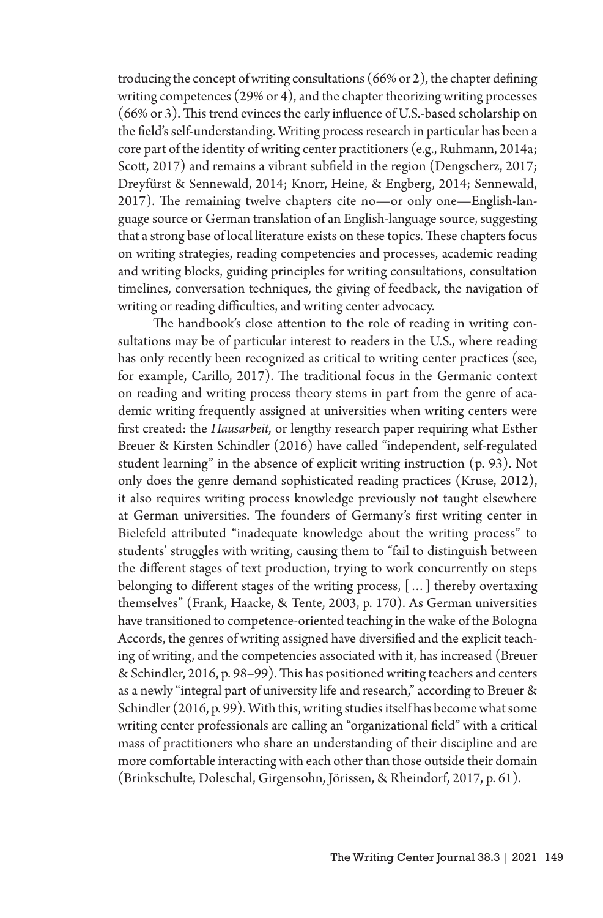troducing the concept of writing consultations (66% or 2), the chapter defining writing competences (29% or 4), and the chapter theorizing writing processes (66% or 3). This trend evinces the early influence of U.S.-based scholarship on the field's self-understanding. Writing process research in particular has been a core part of the identity of writing center practitioners (e.g., Ruhmann, 2014a; Scott, 2017) and remains a vibrant subfield in the region (Dengscherz, 2017; Dreyfürst & Sennewald, 2014; Knorr, Heine, & Engberg, 2014; Sennewald, 2017). The remaining twelve chapters cite no—or only one—English-language source or German translation of an English-language source, suggesting that a strong base of local literature exists on these topics. These chapters focus on writing strategies, reading competencies and processes, academic reading and writing blocks, guiding principles for writing consultations, consultation timelines, conversation techniques, the giving of feedback, the navigation of writing or reading difficulties, and writing center advocacy.

The handbook's close attention to the role of reading in writing consultations may be of particular interest to readers in the U.S., where reading has only recently been recognized as critical to writing center practices (see, for example, Carillo, 2017). The traditional focus in the Germanic context on reading and writing process theory stems in part from the genre of academic writing frequently assigned at universities when writing centers were first created: the *Hausarbeit,* or lengthy research paper requiring what Esther Breuer & Kirsten Schindler (2016) have called "independent, self-regulated student learning" in the absence of explicit writing instruction (p. 93). Not only does the genre demand sophisticated reading practices (Kruse, 2012), it also requires writing process knowledge previously not taught elsewhere at German universities. The founders of Germany's first writing center in Bielefeld attributed "inadequate knowledge about the writing process" to students' struggles with writing, causing them to "fail to distinguish between the different stages of text production, trying to work concurrently on steps belonging to different stages of the writing process, [ … ] thereby overtaxing themselves" (Frank, Haacke, & Tente, 2003, p. 170). As German universities have transitioned to competence-oriented teaching in the wake of the Bologna Accords, the genres of writing assigned have diversified and the explicit teaching of writing, and the competencies associated with it, has increased (Breuer & Schindler, 2016, p. 98–99). This has positioned writing teachers and centers as a newly "integral part of university life and research," according to Breuer & Schindler (2016, p. 99). With this, writing studies itself has become what some writing center professionals are calling an "organizational field" with a critical mass of practitioners who share an understanding of their discipline and are more comfortable interacting with each other than those outside their domain (Brinkschulte, Doleschal, Girgensohn, Jörissen, & Rheindorf, 2017, p. 61).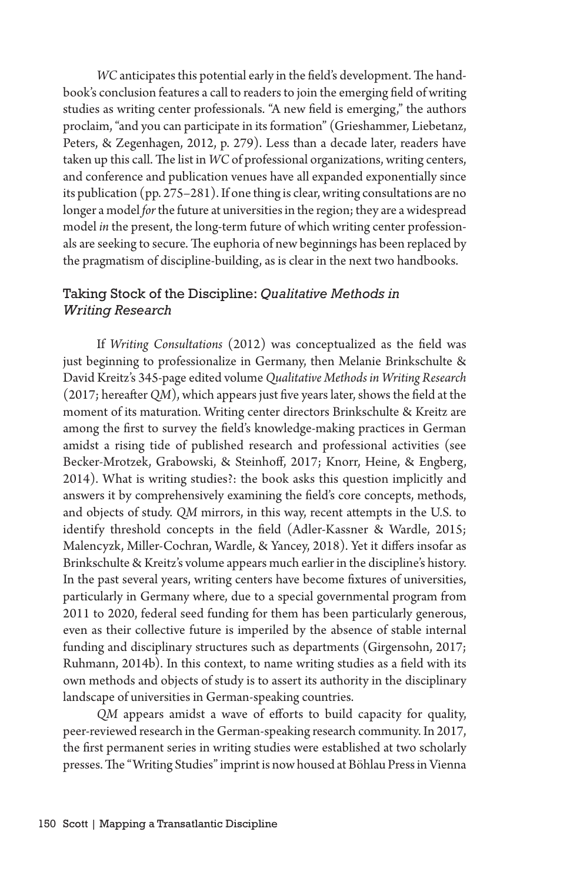*WC* anticipates this potential early in the field's development. The handbook's conclusion features a call to readers to join the emerging field of writing studies as writing center professionals. "A new field is emerging," the authors proclaim, "and you can participate in its formation" (Grieshammer, Liebetanz, Peters, & Zegenhagen, 2012, p. 279). Less than a decade later, readers have taken up this call. The list in *WC* of professional organizations, writing centers, and conference and publication venues have all expanded exponentially since its publication (pp. 275–281). If one thing is clear, writing consultations are no longer a model *for* the future at universities in the region; they are a widespread model *in* the present, the long-term future of which writing center professionals are seeking to secure. The euphoria of new beginnings has been replaced by the pragmatism of discipline-building, as is clear in the next two handbooks.

## Taking Stock of the Discipline: *Qualitative Methods in Writing Research*

If *Writing Consultations* (2012) was conceptualized as the field was just beginning to professionalize in Germany, then Melanie Brinkschulte & David Kreitz's 345-page edited volume *Qualitative Methods in Writing Research* (2017; hereafter *QM*), which appears just five years later, shows the field at the moment of its maturation. Writing center directors Brinkschulte & Kreitz are among the first to survey the field's knowledge-making practices in German amidst a rising tide of published research and professional activities (see Becker-Mrotzek, Grabowski, & Steinhoff, 2017; Knorr, Heine, & Engberg, 2014). What is writing studies?: the book asks this question implicitly and answers it by comprehensively examining the field's core concepts, methods, and objects of study. *QM* mirrors, in this way, recent attempts in the U.S. to identify threshold concepts in the field (Adler-Kassner & Wardle, 2015; Malencyzk, Miller-Cochran, Wardle, & Yancey, 2018). Yet it differs insofar as Brinkschulte & Kreitz's volume appears much earlier in the discipline's history. In the past several years, writing centers have become fixtures of universities, particularly in Germany where, due to a special governmental program from 2011 to 2020, federal seed funding for them has been particularly generous, even as their collective future is imperiled by the absence of stable internal funding and disciplinary structures such as departments (Girgensohn, 2017; Ruhmann, 2014b). In this context, to name writing studies as a field with its own methods and objects of study is to assert its authority in the disciplinary landscape of universities in German-speaking countries.

*QM* appears amidst a wave of efforts to build capacity for quality, peer-reviewed research in the German-speaking research community. In 2017, the first permanent series in writing studies were established at two scholarly presses. The "Writing Studies" imprint is now housed at Böhlau Press in Vienna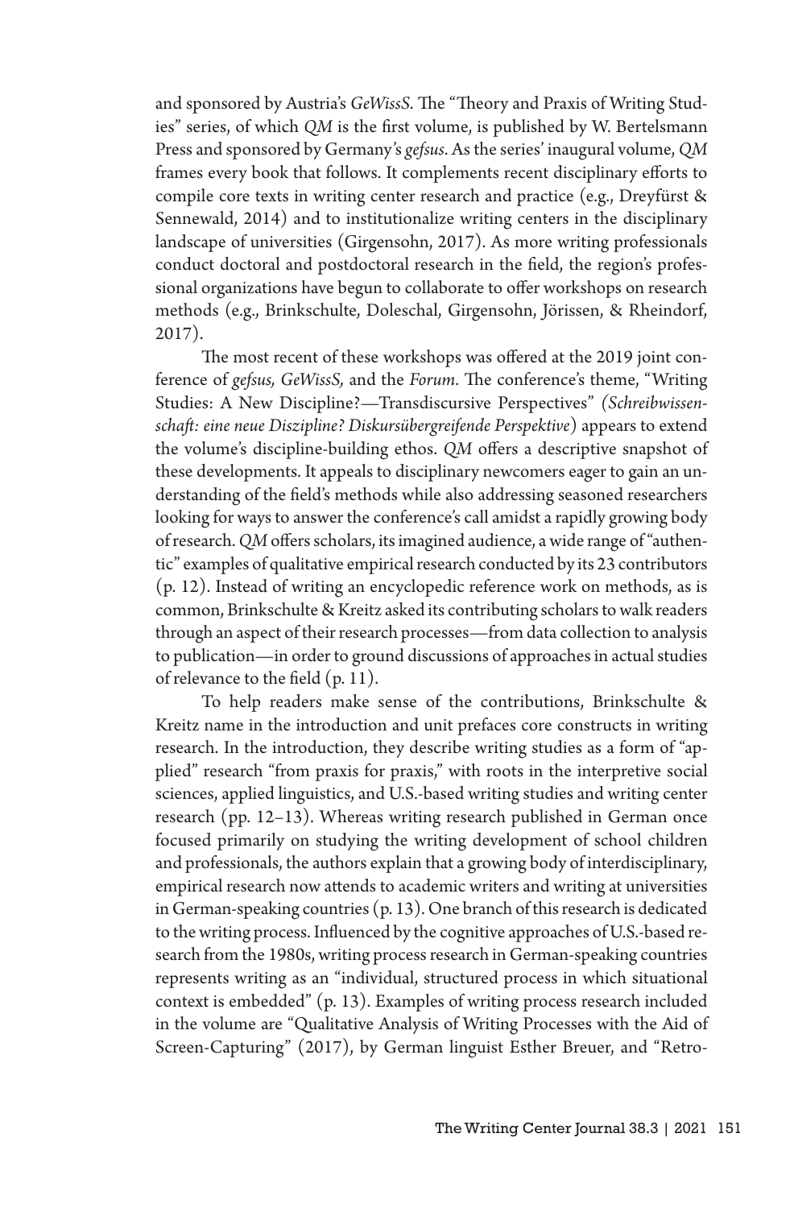and sponsored by Austria's *GeWissS*. The "Theory and Praxis of Writing Studies" series, of which *QM* is the first volume, is published by W. Bertelsmann Press and sponsored by Germany's *gefsus*. As the series' inaugural volume, *QM* frames every book that follows. It complements recent disciplinary efforts to compile core texts in writing center research and practice (e.g., Dreyfürst & Sennewald, 2014) and to institutionalize writing centers in the disciplinary landscape of universities (Girgensohn, 2017). As more writing professionals conduct doctoral and postdoctoral research in the field, the region's professional organizations have begun to collaborate to offer workshops on research methods (e.g., Brinkschulte, Doleschal, Girgensohn, Jörissen, & Rheindorf, 2017).

The most recent of these workshops was offered at the 2019 joint conference of *gefsus, GeWissS,* and the *Forum*. The conference's theme, "Writing Studies: A New Discipline?—Transdiscursive Perspectives" *(Schreibwissenschaft: eine neue Diszipline? Diskursübergreifende Perspektive*) appears to extend the volume's discipline-building ethos. *QM* offers a descriptive snapshot of these developments. It appeals to disciplinary newcomers eager to gain an understanding of the field's methods while also addressing seasoned researchers looking for ways to answer the conference's call amidst a rapidly growing body of research. *QM* offers scholars, its imagined audience, a wide range of "authentic" examples of qualitative empirical research conducted by its 23 contributors (p. 12). Instead of writing an encyclopedic reference work on methods, as is common, Brinkschulte & Kreitz asked its contributing scholars to walk readers through an aspect of their research processes—from data collection to analysis to publication—in order to ground discussions of approaches in actual studies of relevance to the field (p. 11).

To help readers make sense of the contributions, Brinkschulte & Kreitz name in the introduction and unit prefaces core constructs in writing research. In the introduction, they describe writing studies as a form of "applied" research "from praxis for praxis," with roots in the interpretive social sciences, applied linguistics, and U.S.-based writing studies and writing center research (pp. 12–13). Whereas writing research published in German once focused primarily on studying the writing development of school children and professionals, the authors explain that a growing body of interdisciplinary, empirical research now attends to academic writers and writing at universities in German-speaking countries (p. 13). One branch of this research is dedicated to the writing process. Influenced by the cognitive approaches of U.S.-based research from the 1980s, writing process research in German-speaking countries represents writing as an "individual, structured process in which situational context is embedded" (p. 13). Examples of writing process research included in the volume are "Qualitative Analysis of Writing Processes with the Aid of Screen-Capturing" (2017), by German linguist Esther Breuer, and "Retro-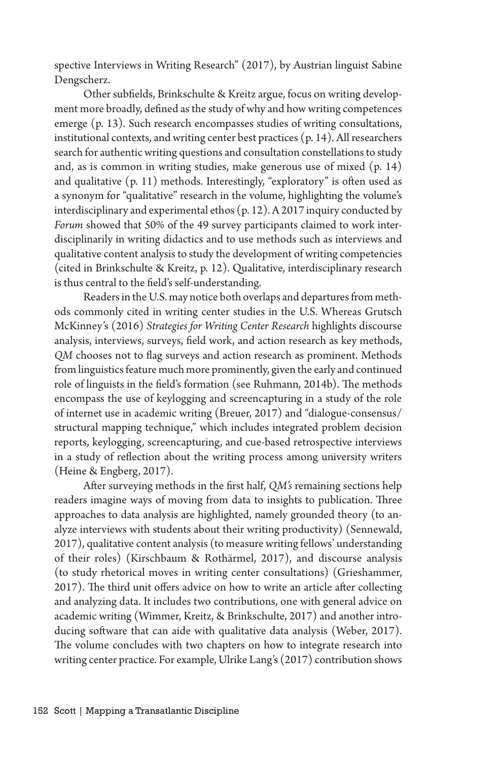spective Interviews in Writing Research" (2017), by Austrian linguist Sabine Dengscherz.

Other subfields, Brinkschulte & Kreitz argue, focus on writing development more broadly, defined as the study of why and how writing competences emerge (p. 13). Such research encompasses studies of writing consultations, institutional contexts, and writing center best practices (p. 14). All researchers search for authentic writing questions and consultation constellations to study and, as is common in writing studies, make generous use of mixed (p. 14) and qualitative (p. 11) methods. Interestingly, "exploratory" is often used as a synonym for "qualitative" research in the volume, highlighting the volume's interdisciplinary and experimental ethos (p. 12). A 2017 inquiry conducted by *Forum* showed that 50% of the 49 survey participants claimed to work interdisciplinarily in writing didactics and to use methods such as interviews and qualitative content analysis to study the development of writing competencies (cited in Brinkschulte & Kreitz, p. 12). Qualitative, interdisciplinary research is thus central to the field's self-understanding.

Readers in the U.S. may notice both overlaps and departures from methods commonly cited in writing center studies in the U.S. Whereas Grutsch McKinney's (2016) *Strategies for Writing Center Research* highlights discourse analysis, interviews, surveys, field work, and action research as key methods, *QM* chooses not to flag surveys and action research as prominent. Methods from linguistics feature much more prominently, given the early and continued role of linguists in the field's formation (see Ruhmann, 2014b). The methods encompass the use of keylogging and screencapturing in a study of the role of internet use in academic writing (Breuer, 2017) and "dialogue-consensus/structural mapping technique," which includes integrated problem decision reports, keylogging, screencapturing, and cue-based retrospective interviews in a study of reflection about the writing process among university writers (Heine & Engberg, 2017).

After surveying methods in the first half, *QM's* remaining sections help readers imagine ways of moving from data to insights to publication. Three approaches to data analysis are highlighted, namely grounded theory (to analyze interviews with students about their writing productivity) (Sennewald, 2017), qualitative content analysis (to measure writing fellows' understanding of their roles) (Kirschbaum & Rothärmel, 2017), and discourse analysis (to study rhetorical moves in writing center consultations) (Grieshammer, 2017). The third unit offers advice on how to write an article after collecting and analyzing data. It includes two contributions, one with general advice on academic writing (Wimmer, Kreitz, & Brinkschulte, 2017) and another introducing software that can aide with qualitative data analysis (Weber, 2017). The volume concludes with two chapters on how to integrate research into writing center practice. For example, Ulrike Lang's (2017) contribution shows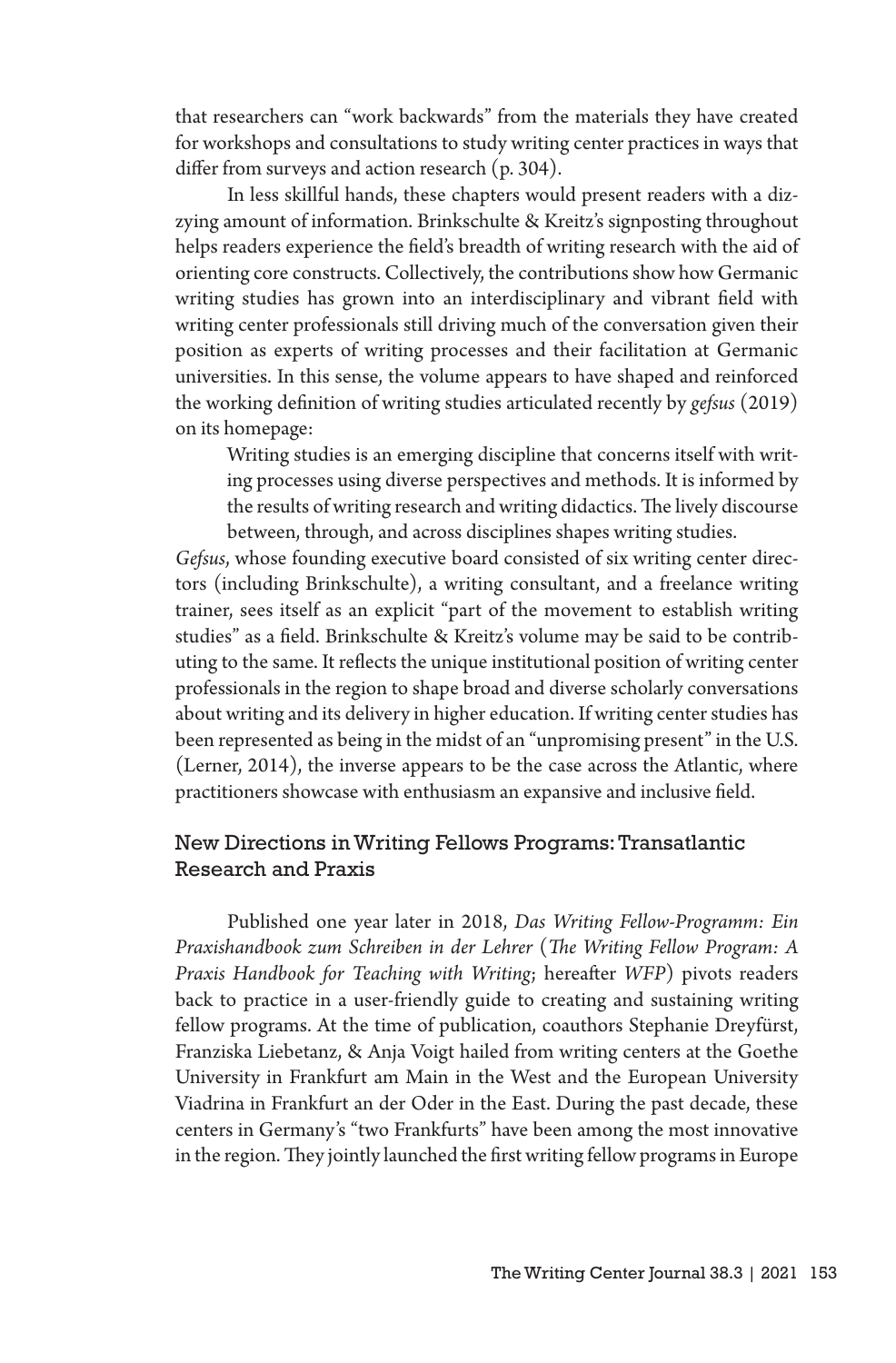that researchers can "work backwards" from the materials they have created for workshops and consultations to study writing center practices in ways that differ from surveys and action research (p. 304).

In less skillful hands, these chapters would present readers with a dizzying amount of information. Brinkschulte & Kreitz's signposting throughout helps readers experience the field's breadth of writing research with the aid of orienting core constructs. Collectively, the contributions show how Germanic writing studies has grown into an interdisciplinary and vibrant field with writing center professionals still driving much of the conversation given their position as experts of writing processes and their facilitation at Germanic universities. In this sense, the volume appears to have shaped and reinforced the working definition of writing studies articulated recently by *gefsus* (2019) on its homepage:

> Writing studies is an emerging discipline that concerns itself with writing processes using diverse perspectives and methods. It is informed by the results of writing research and writing didactics. The lively discourse between, through, and across disciplines shapes writing studies.

*Gefsus*, whose founding executive board consisted of six writing center directors (including Brinkschulte), a writing consultant, and a freelance writing trainer, sees itself as an explicit "part of the movement to establish writing studies" as a field. Brinkschulte & Kreitz's volume may be said to be contributing to the same. It reflects the unique institutional position of writing center professionals in the region to shape broad and diverse scholarly conversations about writing and its delivery in higher education. If writing center studies has been represented as being in the midst of an "unpromising present" in the U.S. (Lerner, 2014), the inverse appears to be the case across the Atlantic, where practitioners showcase with enthusiasm an expansive and inclusive field.

## New Directions in Writing Fellows Programs: Transatlantic Research and Praxis

Published one year later in 2018, *Das Writing Fellow-Programm: Ein Praxishandbook zum Schreiben in der Lehrer* (*The Writing Fellow Program: A Praxis Handbook for Teaching with Writing*; hereafter *WFP*) pivots readers back to practice in a user-friendly guide to creating and sustaining writing fellow programs. At the time of publication, coauthors Stephanie Dreyfürst, Franziska Liebetanz, & Anja Voigt hailed from writing centers at the Goethe University in Frankfurt am Main in the West and the European University Viadrina in Frankfurt an der Oder in the East. During the past decade, these centers in Germany's "two Frankfurts" have been among the most innovative in the region. They jointly launched the first writing fellow programs in Europe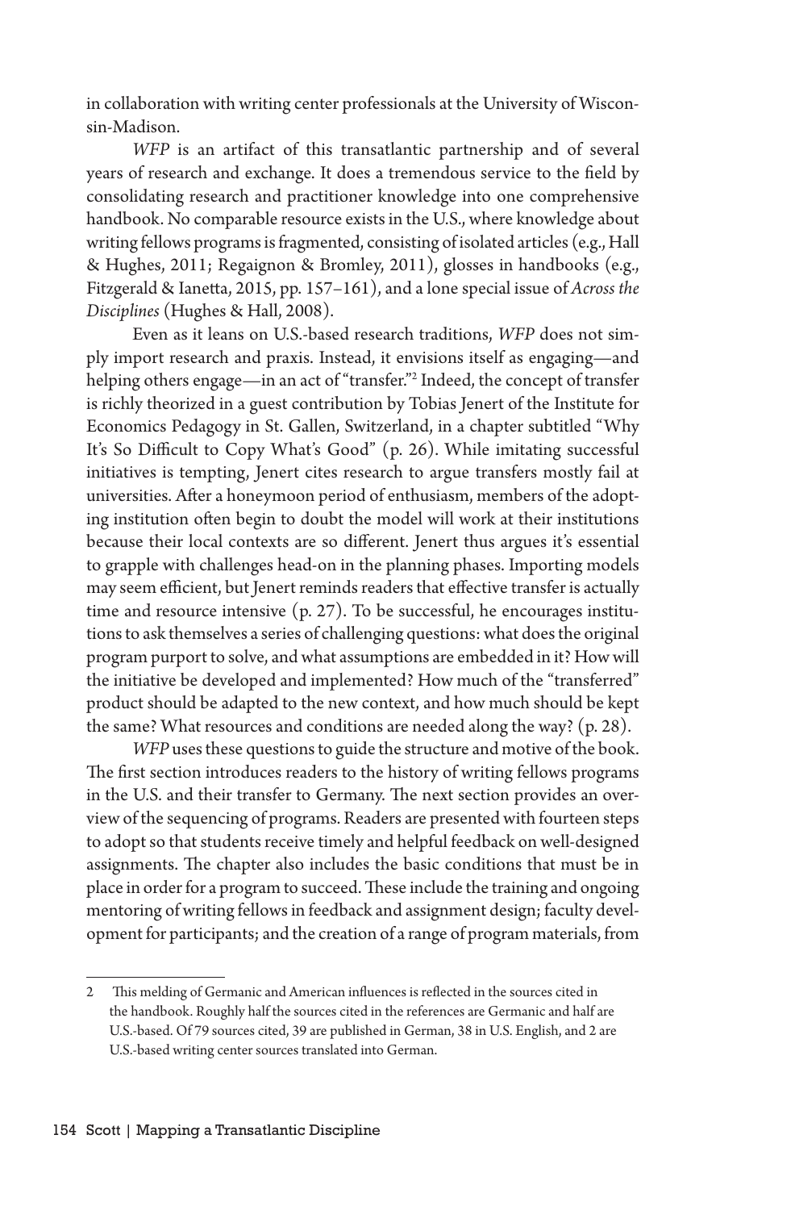in collaboration with writing center professionals at the University of Wisconsin-Madison.

*WFP* is an artifact of this transatlantic partnership and of several years of research and exchange. It does a tremendous service to the field by consolidating research and practitioner knowledge into one comprehensive handbook. No comparable resource exists in the U.S., where knowledge about writing fellows programs is fragmented, consisting of isolated articles (e.g., Hall & Hughes, 2011; Regaignon & Bromley, 2011), glosses in handbooks (e.g., Fitzgerald & Ianetta, 2015, pp. 157–161), and a lone special issue of *Across the Disciplines* (Hughes & Hall, 2008).

Even as it leans on U.S.-based research traditions, *WFP* does not simply import research and praxis. Instead, it envisions itself as engaging—and helping others engage—in an act of "transfer."[2] Indeed, the concept of transfer is richly theorized in a guest contribution by Tobias Jenert of the Institute for Economics Pedagogy in St. Gallen, Switzerland, in a chapter subtitled "Why It's So Difficult to Copy What's Good" (p. 26). While imitating successful initiatives is tempting, Jenert cites research to argue transfers mostly fail at universities. After a honeymoon period of enthusiasm, members of the adopting institution often begin to doubt the model will work at their institutions because their local contexts are so different. Jenert thus argues it's essential to grapple with challenges head-on in the planning phases. Importing models may seem efficient, but Jenert reminds readers that effective transfer is actually time and resource intensive (p. 27). To be successful, he encourages institutions to ask themselves a series of challenging questions: what does the original program purport to solve, and what assumptions are embedded in it? How will the initiative be developed and implemented? How much of the "transferred" product should be adapted to the new context, and how much should be kept the same? What resources and conditions are needed along the way? (p. 28).

*WFP* uses these questions to guide the structure and motive of the book. The first section introduces readers to the history of writing fellows programs in the U.S. and their transfer to Germany. The next section provides an overview of the sequencing of programs. Readers are presented with fourteen steps to adopt so that students receive timely and helpful feedback on well-designed assignments. The chapter also includes the basic conditions that must be in place in order for a program to succeed. These include the training and ongoing mentoring of writing fellows in feedback and assignment design; faculty development for participants; and the creation of a range of program materials, from

---

2 This melding of Germanic and American influences is reflected in the sources cited in the handbook. Roughly half the sources cited in the references are Germanic and half are U.S.-based. Of 79 sources cited, 39 are published in German, 38 in U.S. English, and 2 are U.S.-based writing center sources translated into German.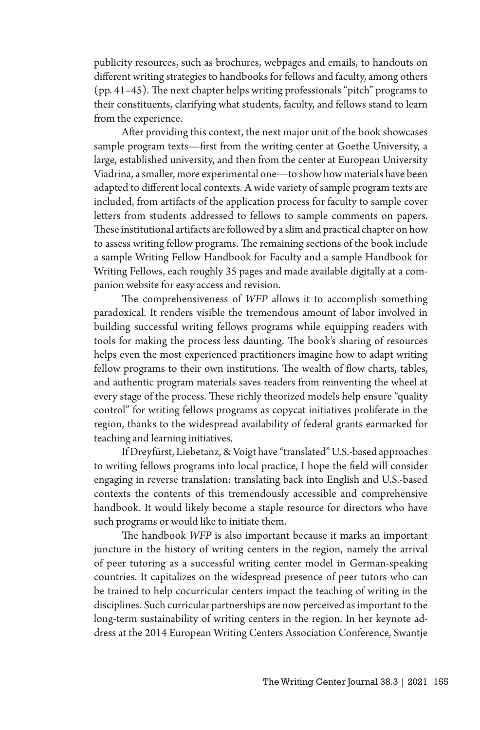publicity resources, such as brochures, webpages and emails, to handouts on different writing strategies to handbooks for fellows and faculty, among others (pp. 41–45). The next chapter helps writing professionals "pitch" programs to their constituents, clarifying what students, faculty, and fellows stand to learn from the experience.

After providing this context, the next major unit of the book showcases sample program texts—first from the writing center at Goethe University, a large, established university, and then from the center at European University Viadrina, a smaller, more experimental one—to show how materials have been adapted to different local contexts. A wide variety of sample program texts are included, from artifacts of the application process for faculty to sample cover letters from students addressed to fellows to sample comments on papers. These institutional artifacts are followed by a slim and practical chapter on how to assess writing fellow programs. The remaining sections of the book include a sample Writing Fellow Handbook for Faculty and a sample Handbook for Writing Fellows, each roughly 35 pages and made available digitally at a companion website for easy access and revision.

The comprehensiveness of *WFP* allows it to accomplish something paradoxical. It renders visible the tremendous amount of labor involved in building successful writing fellows programs while equipping readers with tools for making the process less daunting. The book's sharing of resources helps even the most experienced practitioners imagine how to adapt writing fellow programs to their own institutions. The wealth of flow charts, tables, and authentic program materials saves readers from reinventing the wheel at every stage of the process. These richly theorized models help ensure "quality control" for writing fellows programs as copycat initiatives proliferate in the region, thanks to the widespread availability of federal grants earmarked for teaching and learning initiatives.

If Dreyfürst, Liebetanz, & Voigt have "translated" U.S.-based approaches to writing fellows programs into local practice, I hope the field will consider engaging in reverse translation: translating back into English and U.S.-based contexts the contents of this tremendously accessible and comprehensive handbook. It would likely become a staple resource for directors who have such programs or would like to initiate them.

The handbook *WFP* is also important because it marks an important juncture in the history of writing centers in the region, namely the arrival of peer tutoring as a successful writing center model in German-speaking countries. It capitalizes on the widespread presence of peer tutors who can be trained to help cocurricular centers impact the teaching of writing in the disciplines. Such curricular partnerships are now perceived as important to the long-term sustainability of writing centers in the region. In her keynote address at the 2014 European Writing Centers Association Conference, Swantje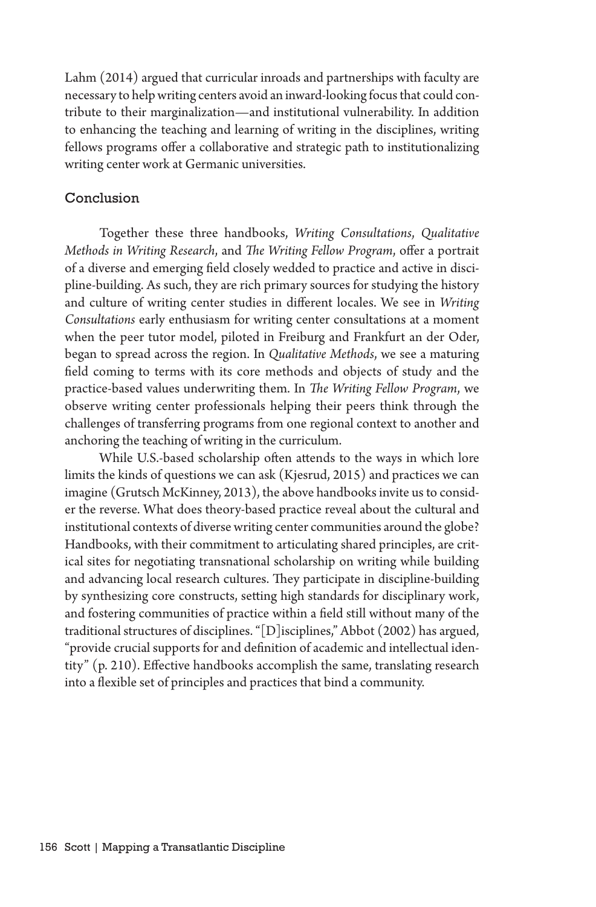Lahm (2014) argued that curricular inroads and partnerships with faculty are necessary to help writing centers avoid an inward-looking focus that could contribute to their marginalization—and institutional vulnerability. In addition to enhancing the teaching and learning of writing in the disciplines, writing fellows programs offer a collaborative and strategic path to institutionalizing writing center work at Germanic universities.

## Conclusion

Together these three handbooks, *Writing Consultations*, *Qualitative Methods in Writing Research*, and *The Writing Fellow Program*, offer a portrait of a diverse and emerging field closely wedded to practice and active in discipline-building. As such, they are rich primary sources for studying the history and culture of writing center studies in different locales. We see in *Writing Consultations* early enthusiasm for writing center consultations at a moment when the peer tutor model, piloted in Freiburg and Frankfurt an der Oder, began to spread across the region. In *Qualitative Methods*, we see a maturing field coming to terms with its core methods and objects of study and the practice-based values underwriting them. In *The Writing Fellow Program*, we observe writing center professionals helping their peers think through the challenges of transferring programs from one regional context to another and anchoring the teaching of writing in the curriculum.

While U.S.-based scholarship often attends to the ways in which lore limits the kinds of questions we can ask (Kjesrud, 2015) and practices we can imagine (Grutsch McKinney, 2013), the above handbooks invite us to consider the reverse. What does theory-based practice reveal about the cultural and institutional contexts of diverse writing center communities around the globe? Handbooks, with their commitment to articulating shared principles, are critical sites for negotiating transnational scholarship on writing while building and advancing local research cultures. They participate in discipline-building by synthesizing core constructs, setting high standards for disciplinary work, and fostering communities of practice within a field still without many of the traditional structures of disciplines. "[D]isciplines," Abbot (2002) has argued, "provide crucial supports for and definition of academic and intellectual identity" (p. 210). Effective handbooks accomplish the same, translating research into a flexible set of principles and practices that bind a community.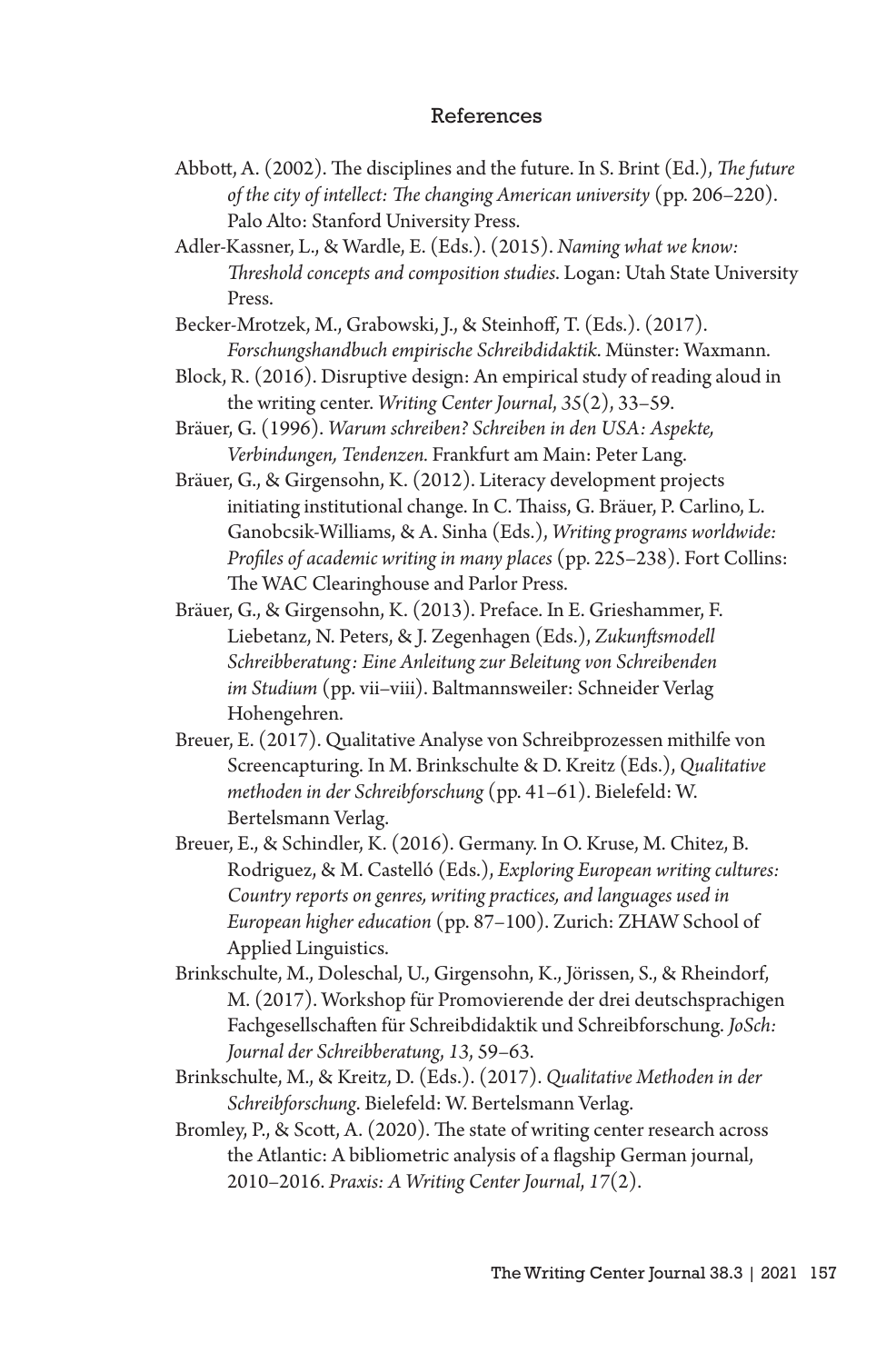## References

Abbott, A. (2002). The disciplines and the future. In S. Brint (Ed.), *The future of the city of intellect: The changing American university* (pp. 206–220). Palo Alto: Stanford University Press.

Adler-Kassner, L., & Wardle, E. (Eds.). (2015). *Naming what we know: Threshold concepts and composition studies*. Logan: Utah State University Press.

Becker-Mrotzek, M., Grabowski, J., & Steinhoff, T. (Eds.). (2017). *Forschungshandbuch empirische Schreibdidaktik*. Münster: Waxmann.

Block, R. (2016). Disruptive design: An empirical study of reading aloud in the writing center. *Writing Center Journal, 35*(2), 33–59.

Bräuer, G. (1996). *Warum schreiben? Schreiben in den USA: Aspekte, Verbindungen, Tendenzen.* Frankfurt am Main: Peter Lang.

Bräuer, G., & Girgensohn, K. (2012). Literacy development projects initiating institutional change. In C. Thaiss, G. Bräuer, P. Carlino, L. Ganobcsik-Williams, & A. Sinha (Eds.), *Writing programs worldwide: Profiles of academic writing in many places* (pp. 225–238). Fort Collins: The WAC Clearinghouse and Parlor Press.

Bräuer, G., & Girgensohn, K. (2013). Preface. In E. Grieshammer, F. Liebetanz, N. Peters, & J. Zegenhagen (Eds.), *Zukunftsmodell Schreibberatung: Eine Anleitung zur Beleitung von Schreibenden im Studium* (pp. vii–viii). Baltmannsweiler: Schneider Verlag Hohengehren.

Breuer, E. (2017). Qualitative Analyse von Schreibprozessen mithilfe von Screencapturing. In M. Brinkschulte & D. Kreitz (Eds.), *Qualitative methoden in der Schreibforschung* (pp. 41–61). Bielefeld: W. Bertelsmann Verlag.

Breuer, E., & Schindler, K. (2016). Germany. In O. Kruse, M. Chitez, B. Rodriguez, & M. Castelló (Eds.), *Exploring European writing cultures: Country reports on genres, writing practices, and languages used in European higher education* (pp. 87–100). Zurich: ZHAW School of Applied Linguistics.

Brinkschulte, M., Doleschal, U., Girgensohn, K., Jörissen, S., & Rheindorf, M. (2017). Workshop für Promovierende der drei deutschsprachigen Fachgesellschaften für Schreibdidaktik und Schreibforschung. *JoSch: Journal der Schreibberatung, 13*, 59–63.

Brinkschulte, M., & Kreitz, D. (Eds.). (2017). *Qualitative Methoden in der Schreibforschung*. Bielefeld: W. Bertelsmann Verlag.

Bromley, P., & Scott, A. (2020). The state of writing center research across the Atlantic: A bibliometric analysis of a flagship German journal, 2010–2016. *Praxis: A Writing Center Journal, 17*(2).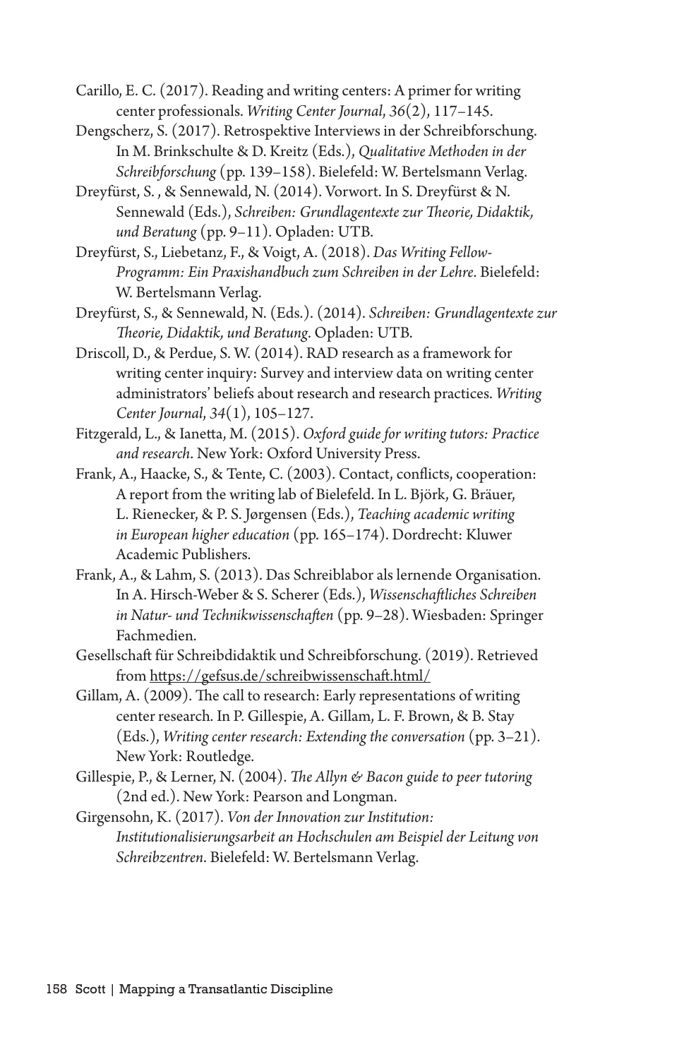Carillo, E. C. (2017). Reading and writing centers: A primer for writing center professionals. *Writing Center Journal*, *36*(2), 117–145.

Dengscherz, S. (2017). Retrospektive Interviews in der Schreibforschung. In M. Brinkschulte & D. Kreitz (Eds.), *Qualitative Methoden in der Schreibforschung* (pp. 139–158). Bielefeld: W. Bertelsmann Verlag.

Dreyfürst, S. , & Sennewald, N. (2014). Vorwort. In S. Dreyfürst & N. Sennewald (Eds.), *Schreiben: Grundlagentexte zur Theorie, Didaktik, und Beratung* (pp. 9–11). Opladen: UTB.

Dreyfürst, S., Liebetanz, F., & Voigt, A. (2018). *Das Writing Fellow-Programm: Ein Praxishandbuch zum Schreiben in der Lehre*. Bielefeld: W. Bertelsmann Verlag.

Dreyfürst, S., & Sennewald, N. (Eds.). (2014). *Schreiben: Grundlagentexte zur Theorie, Didaktik, und Beratung*. Opladen: UTB.

Driscoll, D., & Perdue, S. W. (2014). RAD research as a framework for writing center inquiry: Survey and interview data on writing center administrators' beliefs about research and research practices. *Writing Center Journal*, *34*(1), 105–127.

Fitzgerald, L., & Ianetta, M. (2015). *Oxford guide for writing tutors: Practice and research*. New York: Oxford University Press.

Frank, A., Haacke, S., & Tente, C. (2003). Contact, conflicts, cooperation: A report from the writing lab of Bielefeld. In L. Björk, G. Bräuer, L. Rienecker, & P. S. Jørgensen (Eds.), *Teaching academic writing in European higher education* (pp. 165–174). Dordrecht: Kluwer Academic Publishers.

Frank, A., & Lahm, S. (2013). Das Schreiblabor als lernende Organisation. In A. Hirsch-Weber & S. Scherer (Eds.), *Wissenschaftliches Schreiben in Natur- und Technikwissenschaften* (pp. 9–28). Wiesbaden: Springer Fachmedien.

Gesellschaft für Schreibdidaktik und Schreibforschung. (2019). Retrieved from https://gefsus.de/schreibwissenschaft.html/

Gillam, A. (2009). The call to research: Early representations of writing center research. In P. Gillespie, A. Gillam, L. F. Brown, & B. Stay (Eds.), *Writing center research: Extending the conversation* (pp. 3–21). New York: Routledge.

Gillespie, P., & Lerner, N. (2004). *The Allyn & Bacon guide to peer tutoring* (2nd ed.). New York: Pearson and Longman.

Girgensohn, K. (2017). *Von der Innovation zur Institution: Institutionalisierungsarbeit an Hochschulen am Beispiel der Leitung von Schreibzentren*. Bielefeld: W. Bertelsmann Verlag.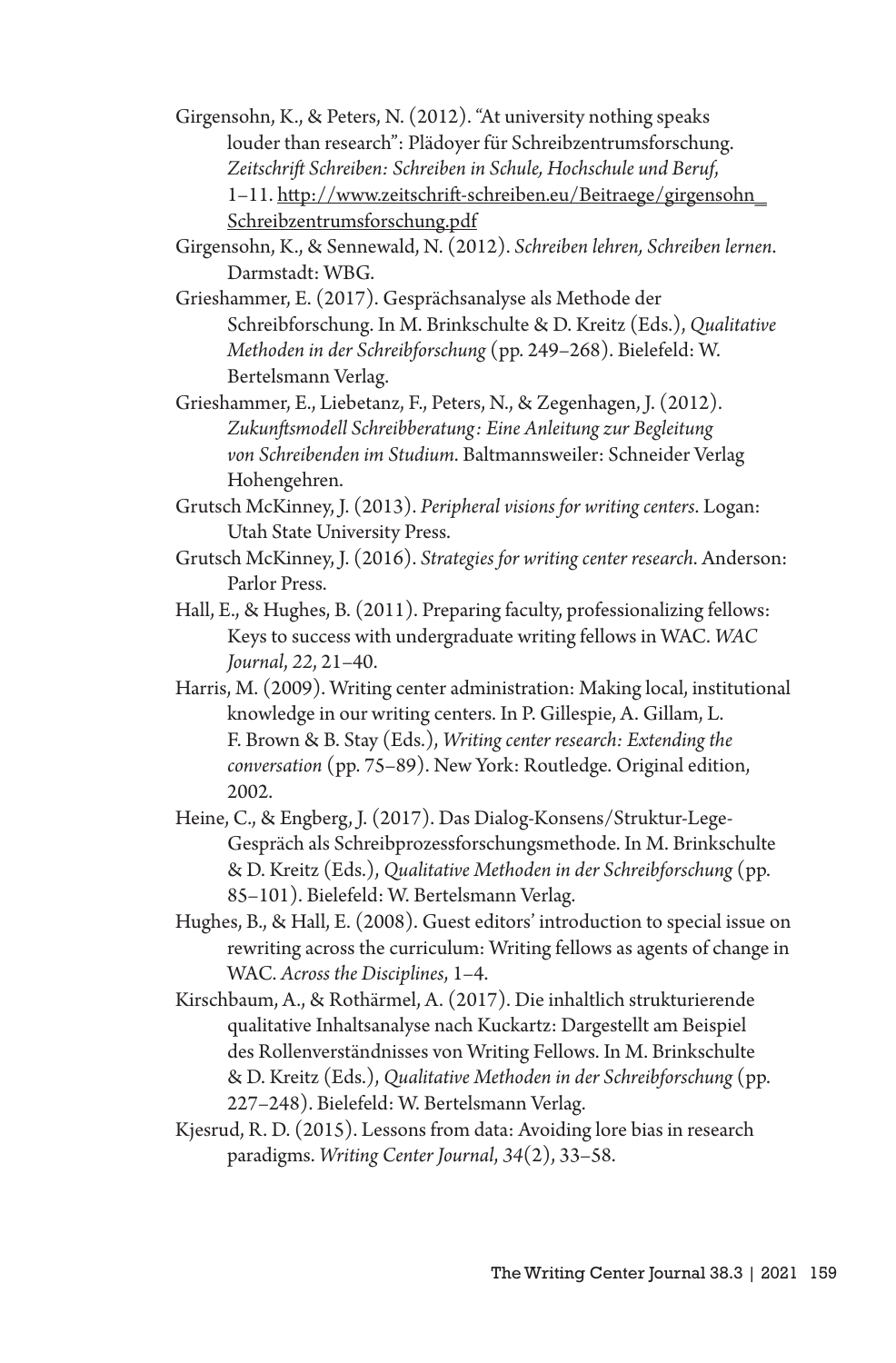Girgensohn, K., & Peters, N. (2012). "At university nothing speaks louder than research": Plädoyer für Schreibzentrumsforschung. *Zeitschrift Schreiben: Schreiben in Schule, Hochschule und Beruf*, 1–11. http://www.zeitschrift-schreiben.eu/Beitraege/girgensohn_Schreibzentrumsforschung.pdf

Girgensohn, K., & Sennewald, N. (2012). *Schreiben lehren, Schreiben lernen*. Darmstadt: WBG.

Grieshammer, E. (2017). Gesprächsanalyse als Methode der Schreibforschung. In M. Brinkschulte & D. Kreitz (Eds.), *Qualitative Methoden in der Schreibforschung* (pp. 249–268). Bielefeld: W. Bertelsmann Verlag.

Grieshammer, E., Liebetanz, F., Peters, N., & Zegenhagen, J. (2012). *Zukunftsmodell Schreibberatung: Eine Anleitung zur Begleitung von Schreibenden im Studium*. Baltmannsweiler: Schneider Verlag Hohengehren.

Grutsch McKinney, J. (2013). *Peripheral visions for writing centers*. Logan: Utah State University Press.

Grutsch McKinney, J. (2016). *Strategies for writing center research*. Anderson: Parlor Press.

Hall, E., & Hughes, B. (2011). Preparing faculty, professionalizing fellows: Keys to success with undergraduate writing fellows in WAC. *WAC Journal*, *22*, 21–40.

Harris, M. (2009). Writing center administration: Making local, institutional knowledge in our writing centers. In P. Gillespie, A. Gillam, L. F. Brown & B. Stay (Eds.), *Writing center research: Extending the conversation* (pp. 75–89). New York: Routledge. Original edition, 2002.

Heine, C., & Engberg, J. (2017). Das Dialog-Konsens/Struktur-Lege-Gespräch als Schreibprozessforschungsmethode. In M. Brinkschulte & D. Kreitz (Eds.), *Qualitative Methoden in der Schreibforschung* (pp. 85–101). Bielefeld: W. Bertelsmann Verlag.

Hughes, B., & Hall, E. (2008). Guest editors' introduction to special issue on rewriting across the curriculum: Writing fellows as agents of change in WAC. *Across the Disciplines*, 1–4.

Kirschbaum, A., & Rothärmel, A. (2017). Die inhaltlich strukturierende qualitative Inhaltsanalyse nach Kuckartz: Dargestellt am Beispiel des Rollenverständnisses von Writing Fellows. In M. Brinkschulte & D. Kreitz (Eds.), *Qualitative Methoden in der Schreibforschung* (pp. 227–248). Bielefeld: W. Bertelsmann Verlag.

Kjesrud, R. D. (2015). Lessons from data: Avoiding lore bias in research paradigms. *Writing Center Journal*, *34*(2), 33–58.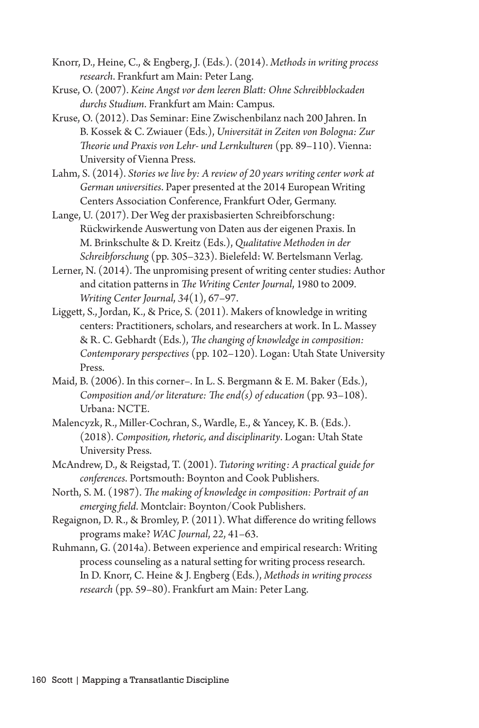Knorr, D., Heine, C., & Engberg, J. (Eds.). (2014). *Methods in writing process research*. Frankfurt am Main: Peter Lang.

Kruse, O. (2007). *Keine Angst vor dem leeren Blatt: Ohne Schreibblockaden durchs Studium*. Frankfurt am Main: Campus.

Kruse, O. (2012). Das Seminar: Eine Zwischenbilanz nach 200 Jahren. In B. Kossek & C. Zwiauer (Eds.), *Universität in Zeiten von Bologna: Zur Theorie und Praxis von Lehr- und Lernkulturen* (pp. 89–110). Vienna: University of Vienna Press.

Lahm, S. (2014). *Stories we live by: A review of 20 years writing center work at German universities*. Paper presented at the 2014 European Writing Centers Association Conference, Frankfurt Oder, Germany.

Lange, U. (2017). Der Weg der praxisbasierten Schreibforschung: Rückwirkende Auswertung von Daten aus der eigenen Praxis. In M. Brinkschulte & D. Kreitz (Eds.), *Qualitative Methoden in der Schreibforschung* (pp. 305–323). Bielefeld: W. Bertelsmann Verlag.

Lerner, N. (2014). The unpromising present of writing center studies: Author and citation patterns in *The Writing Center Journal*, 1980 to 2009. *Writing Center Journal*, *34*(1), 67–97.

Liggett, S., Jordan, K., & Price, S. (2011). Makers of knowledge in writing centers: Practitioners, scholars, and researchers at work. In L. Massey & R. C. Gebhardt (Eds.), *The changing of knowledge in composition: Contemporary perspectives* (pp. 102–120). Logan: Utah State University Press.

Maid, B. (2006). In this corner–. In L. S. Bergmann & E. M. Baker (Eds.), *Composition and/or literature: The end(s) of education* (pp. 93–108). Urbana: NCTE.

Malencyzk, R., Miller-Cochran, S., Wardle, E., & Yancey, K. B. (Eds.). (2018). *Composition, rhetoric, and disciplinarity*. Logan: Utah State University Press.

McAndrew, D., & Reigstad, T. (2001). *Tutoring writing: A practical guide for conferences*. Portsmouth: Boynton and Cook Publishers.

North, S. M. (1987). *The making of knowledge in composition: Portrait of an emerging field*. Montclair: Boynton/Cook Publishers.

Regaignon, D. R., & Bromley, P. (2011). What difference do writing fellows programs make? *WAC Journal*, *22*, 41–63.

Ruhmann, G. (2014a). Between experience and empirical research: Writing process counseling as a natural setting for writing process research. In D. Knorr, C. Heine & J. Engberg (Eds.), *Methods in writing process research* (pp. 59–80). Frankfurt am Main: Peter Lang.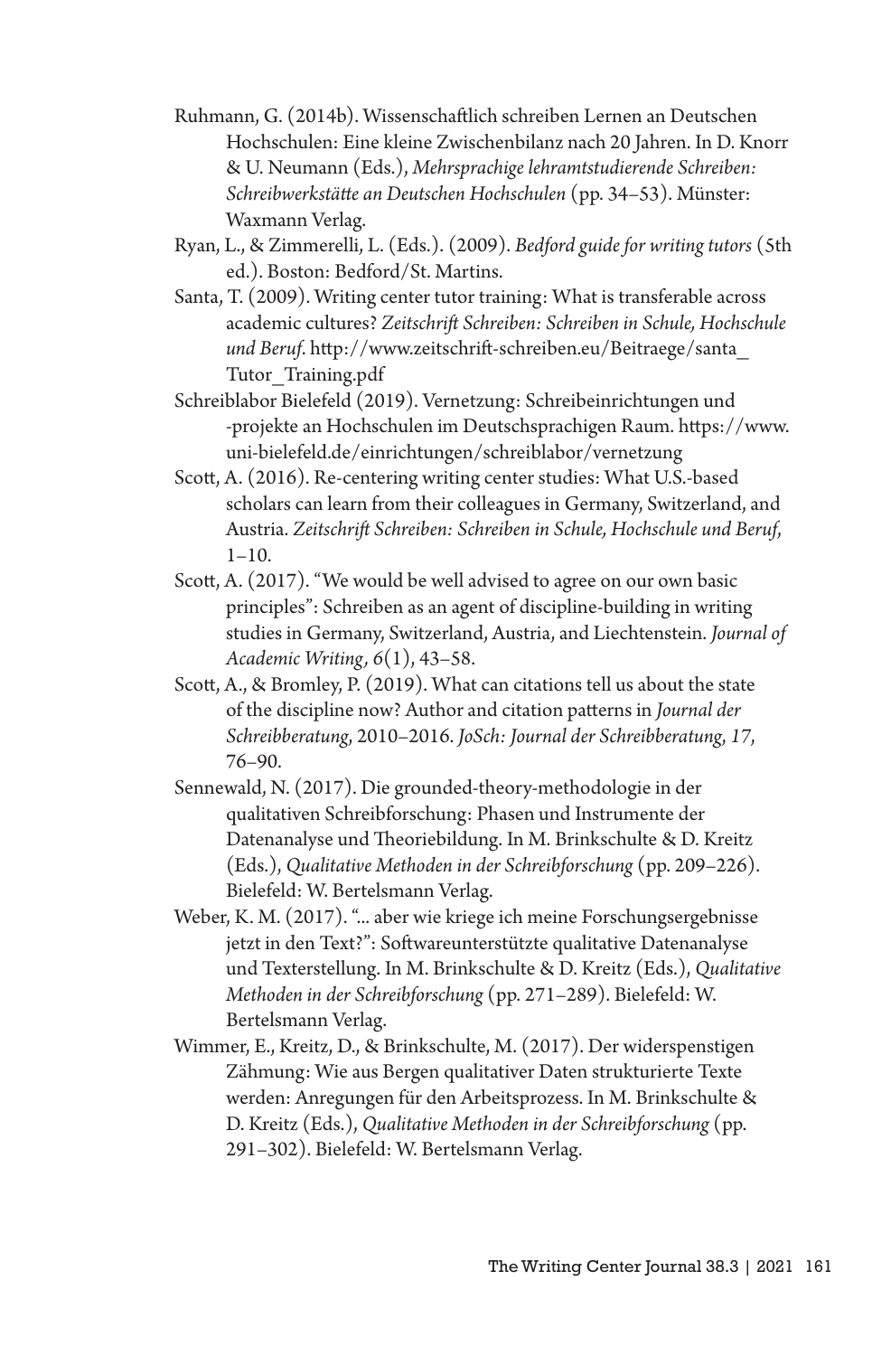Ruhmann, G. (2014b). Wissenschaftlich schreiben Lernen an Deutschen Hochschulen: Eine kleine Zwischenbilanz nach 20 Jahren. In D. Knorr & U. Neumann (Eds.), *Mehrsprachige lehramtstudierende Schreiben: Schreibwerkstätte an Deutschen Hochschulen* (pp. 34–53). Münster: Waxmann Verlag.

Ryan, L., & Zimmerelli, L. (Eds.). (2009). *Bedford guide for writing tutors* (5th ed.). Boston: Bedford/St. Martins.

Santa, T. (2009). Writing center tutor training: What is transferable across academic cultures? *Zeitschrift Schreiben: Schreiben in Schule, Hochschule und Beruf*. http://www.zeitschrift-schreiben.eu/Beitraege/santa_Tutor_Training.pdf

Schreiblabor Bielefeld (2019). Vernetzung: Schreibeinrichtungen und -projekte an Hochschulen im Deutschsprachigen Raum. https://www.uni-bielefeld.de/einrichtungen/schreiblabor/vernetzung

Scott, A. (2016). Re-centering writing center studies: What U.S.-based scholars can learn from their colleagues in Germany, Switzerland, and Austria. *Zeitschrift Schreiben: Schreiben in Schule, Hochschule und Beruf*, 1–10.

Scott, A. (2017). "We would be well advised to agree on our own basic principles": Schreiben as an agent of discipline-building in writing studies in Germany, Switzerland, Austria, and Liechtenstein. *Journal of Academic Writing, 6*(1), 43–58.

Scott, A., & Bromley, P. (2019). What can citations tell us about the state of the discipline now? Author and citation patterns in *Journal der Schreibberatung*, 2010–2016. *JoSch: Journal der Schreibberatung, 17*, 76–90.

Sennewald, N. (2017). Die grounded-theory-methodologie in der qualitativen Schreibforschung: Phasen und Instrumente der Datenanalyse und Theoriebildung. In M. Brinkschulte & D. Kreitz (Eds.), *Qualitative Methoden in der Schreibforschung* (pp. 209–226). Bielefeld: W. Bertelsmann Verlag.

Weber, K. M. (2017). "... aber wie kriege ich meine Forschungsergebnisse jetzt in den Text?": Softwareunterstützte qualitative Datenanalyse und Texterstellung. In M. Brinkschulte & D. Kreitz (Eds.), *Qualitative Methoden in der Schreibforschung* (pp. 271–289). Bielefeld: W. Bertelsmann Verlag.

Wimmer, E., Kreitz, D., & Brinkschulte, M. (2017). Der widerspenstigen Zähmung: Wie aus Bergen qualitativer Daten strukturierte Texte werden: Anregungen für den Arbeitsprozess. In M. Brinkschulte & D. Kreitz (Eds.), *Qualitative Methoden in der Schreibforschung* (pp. 291–302). Bielefeld: W. Bertelsmann Verlag.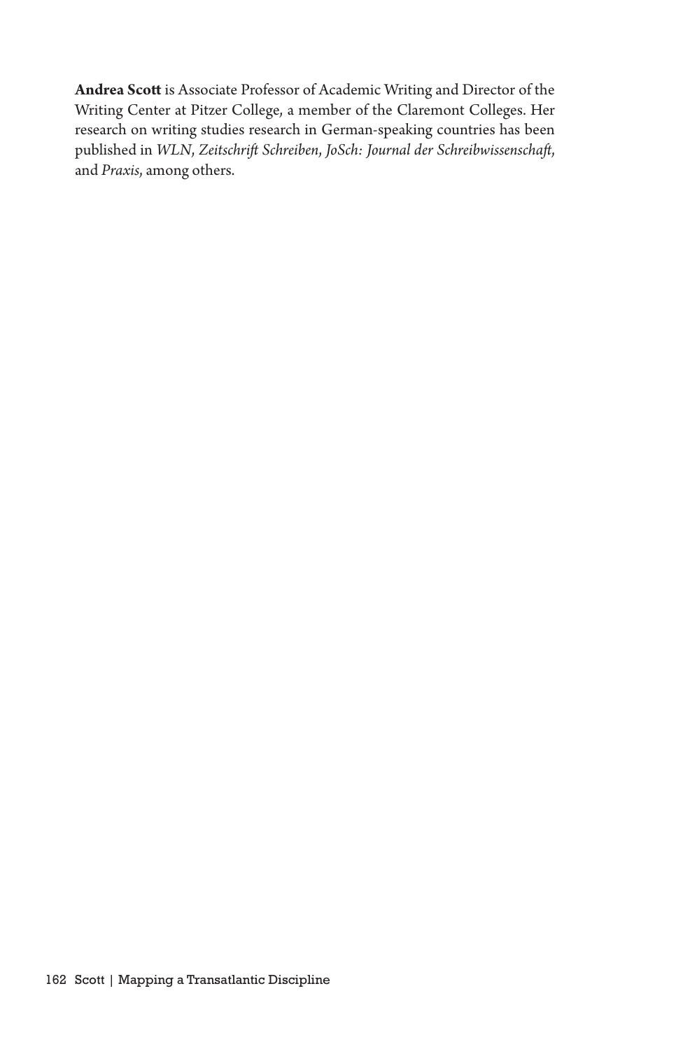**Andrea Scott** is Associate Professor of Academic Writing and Director of the Writing Center at Pitzer College, a member of the Claremont Colleges. Her research on writing studies research in German-speaking countries has been published in *WLN*, *Zeitschrift Schreiben*, *JoSch: Journal der Schreibwissenschaft*, and *Praxis*, among others.